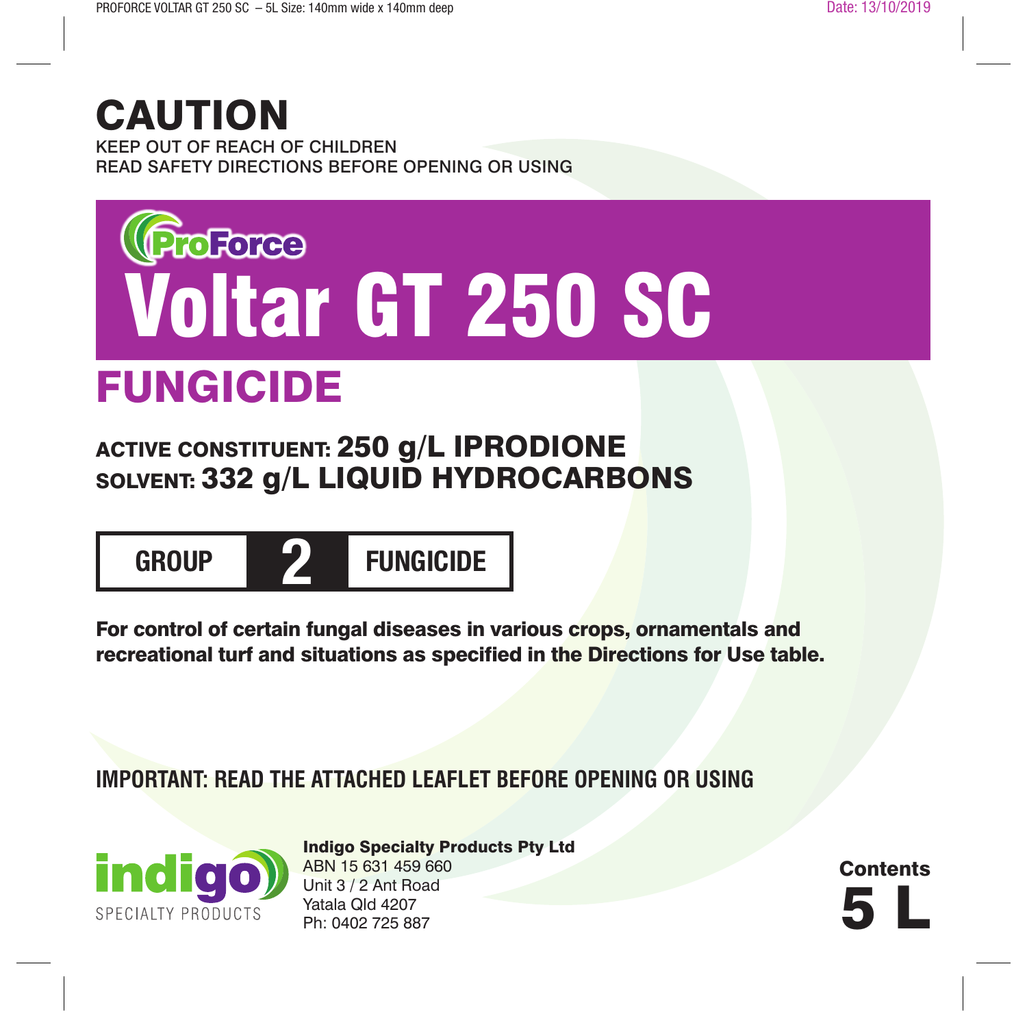# CAUTION

KEEP OUT OF REACH OF CHILDREN
READ SAFETY DIRECTIONS BEFORE OPENING OR USING

ProForce

# Voltar GT 250 SC

## FUNGICIDE

**ACTIVE CONSTITUENT: 250 g/L IPRODIONE**
**SOLVENT: 332 g/L LIQUID HYDROCARBONS**

| GROUP | 2 | FUNGICIDE |
|---|---|---|

**For control of certain fungal diseases in various crops, ornamentals and recreational turf and situations as specified in the Directions for Use table.**

**IMPORTANT: READ THE ATTACHED LEAFLET BEFORE OPENING OR USING**

indigo SPECIALTY PRODUCTS

**Indigo Specialty Products Pty Ltd**
ABN 15 631 459 660
Unit 3 / 2 Ant Road
Yatala Qld 4207
Ph: 0402 725 887

**Contents 5 L**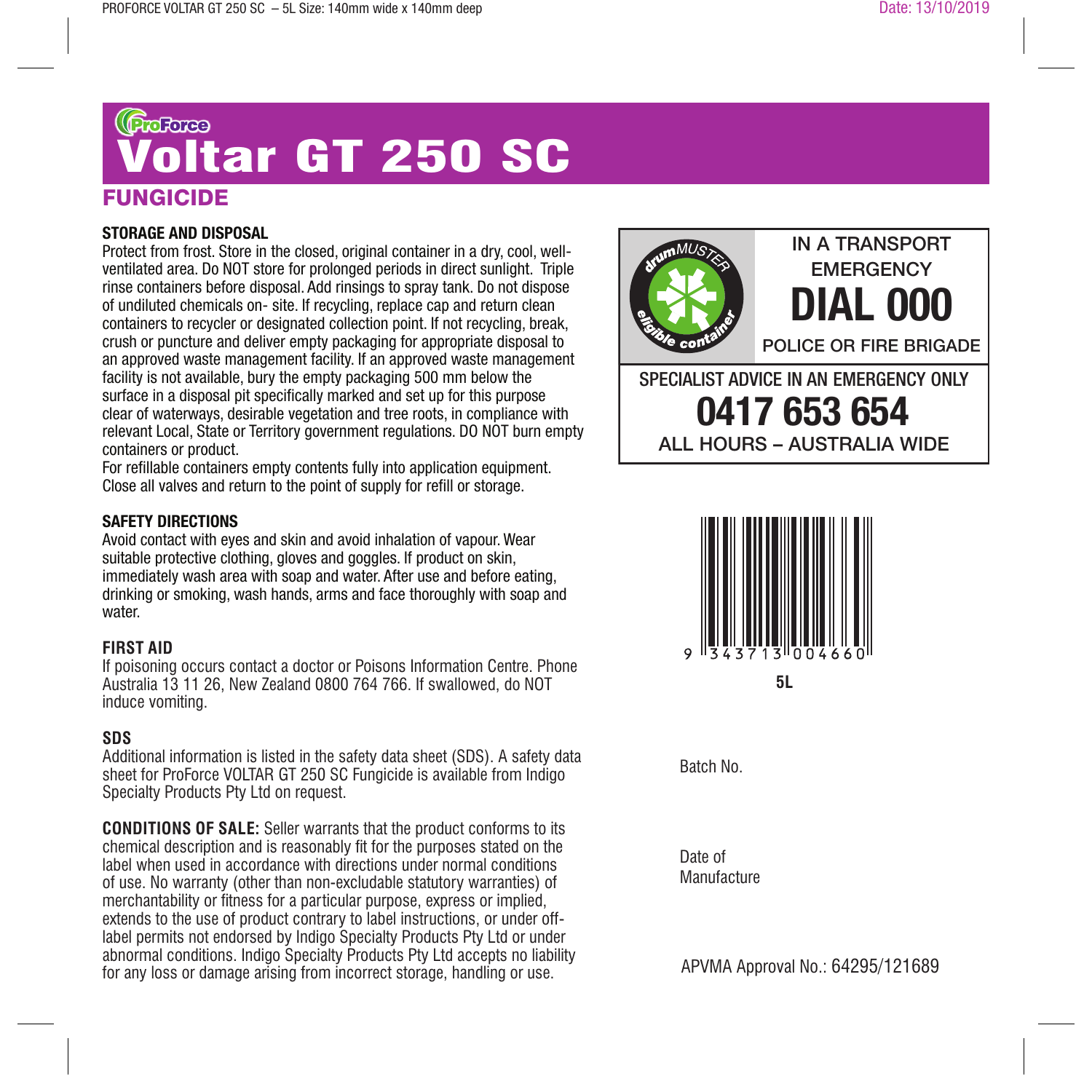ProForce

# Voltar GT 250 SC

## FUNGICIDE

**STORAGE AND DISPOSAL**
Protect from frost. Store in the closed, original container in a dry, cool, well-ventilated area. Do NOT store for prolonged periods in direct sunlight. Triple rinse containers before disposal. Add rinsings to spray tank. Do not dispose of undiluted chemicals on- site. If recycling, replace cap and return clean containers to recycler or designated collection point. If not recycling, break, crush or puncture and deliver empty packaging for appropriate disposal to an approved waste management facility. If an approved waste management facility is not available, bury the empty packaging 500 mm below the surface in a disposal pit specifically marked and set up for this purpose clear of waterways, desirable vegetation and tree roots, in compliance with relevant Local, State or Territory government regulations. DO NOT burn empty containers or product.
For refillable containers empty contents fully into application equipment. Close all valves and return to the point of supply for refill or storage.

**SAFETY DIRECTIONS**
Avoid contact with eyes and skin and avoid inhalation of vapour. Wear suitable protective clothing, gloves and goggles. If product on skin, immediately wash area with soap and water. After use and before eating, drinking or smoking, wash hands, arms and face thoroughly with soap and water.

**FIRST AID**
If poisoning occurs contact a doctor or Poisons Information Centre. Phone Australia 13 11 26, New Zealand 0800 764 766. If swallowed, do NOT induce vomiting.

**SDS**
Additional information is listed in the safety data sheet (SDS). A safety data sheet for ProForce VOLTAR GT 250 SC Fungicide is available from Indigo Specialty Products Pty Ltd on request.

**CONDITIONS OF SALE:** Seller warrants that the product conforms to its chemical description and is reasonably fit for the purposes stated on the label when used in accordance with directions under normal conditions of use. No warranty (other than non-excludable statutory warranties) of merchantability or fitness for a particular purpose, express or implied, extends to the use of product contrary to label instructions, or under off-label permits not endorsed by Indigo Specialty Products Pty Ltd or under abnormal conditions. Indigo Specialty Products Pty Ltd accepts no liability for any loss or damage arising from incorrect storage, handling or use.

drumMUSTER eligible container

IN A TRANSPORT EMERGENCY
**DIAL 000**
POLICE OR FIRE BRIGADE

SPECIALIST ADVICE IN AN EMERGENCY ONLY
**0417 653 654**
ALL HOURS – AUSTRALIA WIDE

9 343713 004660

**5L**

Batch No.

Date of Manufacture

APVMA Approval No.: 64295/121689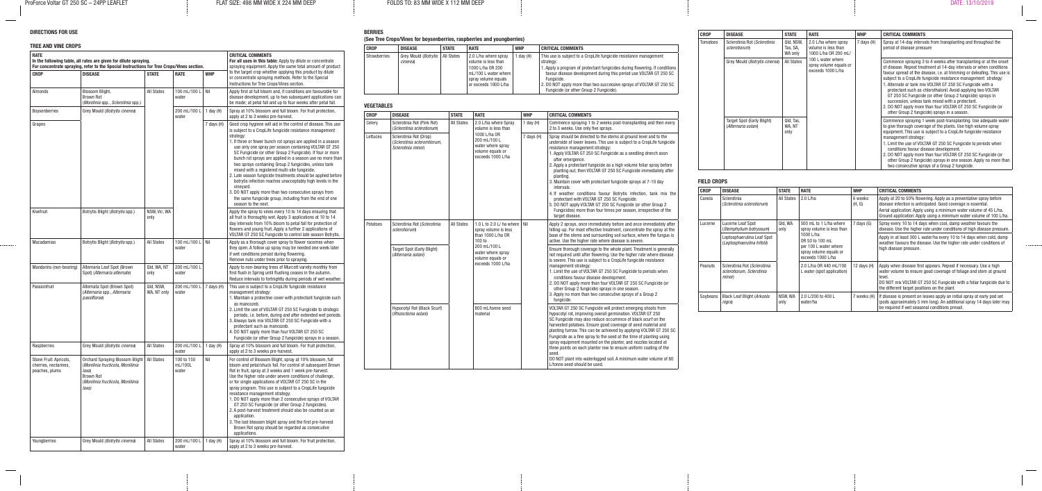## DIRECTIONS FOR USE

### TREE AND VINE CROPS

| RATE<br>In the following table, all rates are given for dilute spraying.<br>For concentrate spraying, refer to the Special Instructions for Tree Crops/Vines section. | | | | | CRITICAL COMMENTS<br>For all uses in this table: Apply by dilute or concentrate spraying equipment. Apply the same total amount of product to the target crop whether applying this product by dilute or concentrate spraying methods. Refer to the Special Instructions for Tree Crops/Vines section. |
|---|---|---|---|---|---|
| **CROP** | **DISEASE** | **STATE** | **RATE** | **WHP** | |
| Almonds | Blossom Blight, Brown Rot (*Monilinia spp., Sclerotinia spp.*) | All States | 100 mL/100 L water | Nil | Apply first at full bloom and, if conditions are favourable for disease development, up to two subsequent applications can be made; at petal fall and up to four weeks after petal fall. |
| Boysenberries | Grey Mould (*Botrytis cinerea*) | | 200 mL/100 L water | 1 day (H) | Spray at 10% blossom and full bloom. For fruit protection, apply at 2 to 3 weeks pre-harvest. |
| Grapes | | | | 7 days (H) | Good crop hygiene will aid in the control of disease. This use is subject to a CropLife fungicide resistance management strategy:<br>1. If three or fewer bunch rot sprays are applied in a season use only one spray per season containing VOLTAR GT 250 SC Fungicide (or other Group 2 Fungicide). If four or more bunch rot sprays are applied in a season use no more than two sprays containing Group 2 fungicides, unless tank mixed with a registered multi-site fungicide.<br>2. Late season fungicide treatments should be applied before botrytis infection reaches unacceptably high levels in the vineyard.<br>3. DO NOT apply more than two consecutive sprays from the same fungicide group, including from the end of one season to the next. |
| Kiwifruit | Botrytis Blight (*Botrytis spp.*) | NSW, Vic, WA only | | | Apply the spray to vines every 10 to 14 days ensuring that all fruit is thoroughly wet. Apply 3 applications at 10 to 14 day intervals from 10% bloom to petal fall for protection of flowers and young fruit. Apply a further 2 applications of VOLTAR GT 250 SC Fungicide to control late season Botrytis. |
| Macadamias | Botrytis Blight (*Botrytis spp.*) | All States | 100 mL/100 L water | Nil | Apply as a thorough cover spray to flower racemes when they open. A follow up spray may be needed one week later if wet conditions persist during flowering. Remove nuts under trees prior to spraying. |
| Mandarins (non-bearing) | Alternaria Leaf Spot (Brown Spot) (*Alternaria alternata*) | Qld, WA, NT only | 200 mL/100 L water | | Apply to non-bearing trees of Murcott variety monthly from first flush in Spring until flushing ceases in the autumn. Reduce intervals to fortnightly during periods of wet weather. |
| Passionfruit | Alternata Spot (Brown Spot) (*Alternaria spp., Alternaria passiflorae*) | Qld, NSW, WA, NT only | 200 mL/100 L water | 7 days (H) | This use is subject to a CropLife fungicide resistance management strategy:<br>1. Maintain a protective cover with protectant fungicide such as mancozeb.<br>2. Limit the use of VOLTAR GT 250 SC Fungicide to strategic periods, i.e. before, during and after extended wet periods.<br>3. Always tank mix VOLTAR GT 250 SC Fungicide with a protectant such as mancozeb.<br>4. DO NOT apply more than four VOLTAR GT 250 SC Fungicide (or other Group 2 Fungicide) sprays in a season. |
| Raspberries | Grey Mould (*Botrytis cinerea*) | All States | 200 mL/100 L water | 1 day (H) | Spray at 10% blossom and full bloom. For fruit protection, apply at 2 to 3 weeks pre-harvest. |
| Stone Fruit: Apricots, cherries, nectarines, peaches, plums | Orchard Spraying Blossom Blight (*Monilinia fructicola, Monilinia laxa*)<br>Brown Rot (*Monilinia fructicola, Monilinia laxa*) | All States | 100 to 150 mL/100L water | Nil | For control of Blossom Blight, spray at 10% blossom, full bloom and petal/shuck fall. For control of subsequent Brown Rot in fruit, spray at 3 weeks and 1 week pre-harvest. Use the higher rate under severe conditions of challenge, or for single applications of VOLTAR GT 250 SC in the spray program. This use is subject to a CropLife fungicide resistance management strategy:<br>1. DO NOT apply more than 2 consecutive sprays of VOLTAR GT 250 SC Fungicide (or other Group 2 fungicides).<br>2. A post-harvest treatment should also be counted as an application.<br>3. The last blossom blight spray and the first pre-harvest Brown Rot spray should be regarded as consecutive applications. |
| Youngberries | Grey Mould (*Botrytis cinerea*) | All States | 200 mL/100 L water | 1 day (H) | Spray at 10% blossom and full bloom. For fruit protection, apply at 2 to 3 weeks pre-harvest. |

### BERRIES

**(See Tree Crops/Vines for boysenberries, raspberries and youngberries)**

| CROP | DISEASE | STATE | RATE | WHP | CRITICAL COMMENTS |
|---|---|---|---|---|---|
| Strawberries | Grey Mould (*Botrytis cinerea*) | All States | 2.0 L/ha where spray volume is less than 1000 L/ha OR 200 mL/100 L water where spray volume equals or exceeds 1000 L/ha | 1 day (H) | This use is subject to a CropLife fungicide resistance management strategy:<br>1. Apply a program of protectant fungicides during flowering. If conditions favour disease development during this period use VOLTAR GT 250 SC Fungicide.<br>2. DO NOT apply more than two successive sprays of VOLTAR GT 250 SC Fungicide (or other Group 2 Fungicide). |

### VEGETABLES

| CROP | DISEASE | STATE | RATE | WHP | CRITICAL COMMENTS |
|---|---|---|---|---|---|
| Celery | Sclerotinia Rot (Pink Rot) (*Sclerotinia sclerotiorum*) | All States | 2.0 L/ha where Spray volume is less than 1000 L/ha OR 200 mL/100 L water where spray volume equals or exceeds 1000 L/ha | 1 day (H) | Commence spraying 1 to 2 weeks post-transplanting and then every 2 to 3 weeks. Use only five sprays. |
| Lettuces | Sclerotinia Rot (Drop) (*Sclerotinia sclerotiorum, Sclerotinia minor*) | | | 7 days (H) | Spray should be directed to the stems at ground level and to the underside of lower leaves. This use is subject to a CropLife fungicide resistance management strategy:<br>1. Apply VOLTAR GT 250 SC Fungicide as a seedling drench soon after emergence.<br>2. Apply a protectant fungicide as a high volume foliar spray before planting out, then VOLTAR GT 250 SC Fungicide immediately after planting.<br>3. Maintain cover with protectant fungicide sprays at 7-10 day intervals.<br>4. If weather conditions favour Botrytis infection, tank mix the protectant with VOLTAR GT 250 SC Fungicide.<br>5. DO NOT apply VOLTAR GT 250 SC Fungicide (or other Group 2 Fungicides) more than four times per season, irrespective of the target disease. |
| Potatoes | Sclerotinia Rot (*Sclerotinia sclerotiorum*) | All States | 1.0 L to 2.0 L/ ha where spray volume is less than 1000 L/ha OR 100 to 200 mL/100 L water where spray volume equals or exceeds 1000 L/ha | Nil | Apply 2 sprays, once immediately before and once immediately after hilling-up. For most effective treatment, concentrate the spray at the base of the stems and surrounding soil surface, where the fungus is active. Use the higher rate where disease is severe. |
| | Target Spot (Early Blight) (*Alternaria solani*) | | | | Ensure thorough coverage to the whole plant. Treatment is generally not required until after flowering. Use the higher rate where disease is severe. This use is subject to a CropLife fungicide resistance management strategy:<br>1. Limit the use of VOLTAR GT 250 SC Fungicide to periods when conditions favour disease development.<br>2. DO NOT apply more than four VOLTAR GT 250 SC Fungicide (or other Group 2 Fungicide) sprays in one season.<br>3. Apply no more than two consecutive sprays of a Group 2 fungicide. |
| | Hypocotyl Rot (Black Scurf) (*Rhizoctonia solani*) | | 800 mL/tonne seed material | | VOLTAR GT 250 SC Fungicide will protect emerging shoots from hypocotyl rot, improving overall germination. VOLTAR GT 250 SC Fungicide may also reduce occurrence of black scurf on the harvested potatoes. Ensure good coverage of seed material and planting furrow. This can be achieved by applying VOLTAR GT 250 SC Fungicide as a fine spray to the seed at the time of planting using spray equipment mounted on the planter, and nozzles located at three points on each planter row to ensure uniform coating of the seed.<br>DO NOT plant into waterlogged soil. A minimum water volume of 80 L/tonne seed should be used. |

| CROP | DISEASE | STATE | RATE | WHP | CRITICAL COMMENTS |
|---|---|---|---|---|---|
| Tomatoes | Sclerotinia Rot (*Sclerotinia sclerotiorum*) | Qld, NSW, Tas, SA, WA only | 2.0 L/ha where spray volume is less than 1000 L/ha OR 200 mL/100 L water where spray volume equals or exceeds 1000 L/ha | 7 days (H) | Spray at 14-day intervals from transplanting and throughout the period of disease pressure |
| | Grey Mould (*Botrytis cinerea*) | All States | | | Commence spraying 3 to 4 weeks after transplanting or at the onset of disease. Repeat treatment at 14-day intervals or when conditions favour spread of the disease, i.e. at trimming or defoliating. This use is subject to a CropLife fungicide resistance management strategy:<br>1. Alternate or tank mix VOLTAR GT 250 SC Fungicide with a protectant such as chlorothalonil. Avoid applying two VOLTAR GT 250 SC Fungicide (or other Group 2 fungicide) sprays in succession, unless tank mixed with a protectant.<br>2. DO NOT apply more than four VOLTAR GT 250 SC Fungicide (or other Group 2 fungicide) sprays in a season. |
| | Target Spot (Early Blight) (*Alternaria solani*) | Qld, Tas, WA, NT only | | | Commence spraying 1 week post-transplanting. Use adequate water to give thorough coverage of the plants. Use high volume spray equipment. This use is subject to a CropLife fungicide resistance management strategy:<br>1. Limit the use of VOLTAR GT 250 SC Fungicide to periods when conditions favour disease development.<br>2. DO NOT apply more than four VOLTAR GT 250 SC Fungicide (or other Group 2 fungicide) sprays in one season. Apply no more than two consecutive sprays of a Group 2 fungicide. |

### FIELD CROPS

| CROP | DISEASE | STATE | RATE | WHP | CRITICAL COMMENTS |
|---|---|---|---|---|---|
| Canola | Sclerotinia (*Sclerotinia sclerotiorum*) | All States | 2.0 L/ha | 6 weeks (H, G) | Apply at 20 to 50% flowering. Apply as a preventative spray before disease infection is anticipated. Good coverage is essential.<br>Aerial application: Apply using a minimum water volume of 45 L/ha.<br>Ground application: Apply using a minimum water volume of 100 L/ha. |
| Lucerne | Lucerne Leaf Spot (*Stemphylium botryosum*) | Qld, WA only | 500 mL to 1 L/ha where spray volume is less than 1000 L/ha OR 50 to 100 mL per 100 L water where spray volume equals or exceeds 1000 L/ha | 7 days (G) | Spray every 10 to 14 days when cool, damp weather favours the disease. Use the higher rate under conditions of high disease pressure. |
| | Leptosphaerulina Leaf Spot (*Leptosphaerulina trifolii*) | | | | Apply in at least 300 L water/ha every 10 to 14 days when cold, damp weather favours the disease. Use the higher rate under conditions of high disease pressure. |
| Peanuts | Sclerotinia Rot (*Sclerotinia sclerotiorum, Sclerotinia minor*) | | 2.0 L/ha OR 440 mL/100 L water (spot application) | 12 days (H) | Apply when disease first appears. Repeat if necessary. Use a high water volume to ensure good coverage of foliage and stem at ground level.<br>DO NOT mix VOLTAR GT 250 SC Fungicide with a foliar fungicide due to the different target positions on the plant. |
| Soybeans | Black Leaf Blight (*Arkoola nigra*) | NSW, WA only | 2.0 L/200 to 400 L water/ha | 7 weeks (H) | If disease is present on leaves apply an initial spray at early pod set (pods approximately 5 mm long). An additional spray 14 days later may be required if wet seasonal conditions prevail. |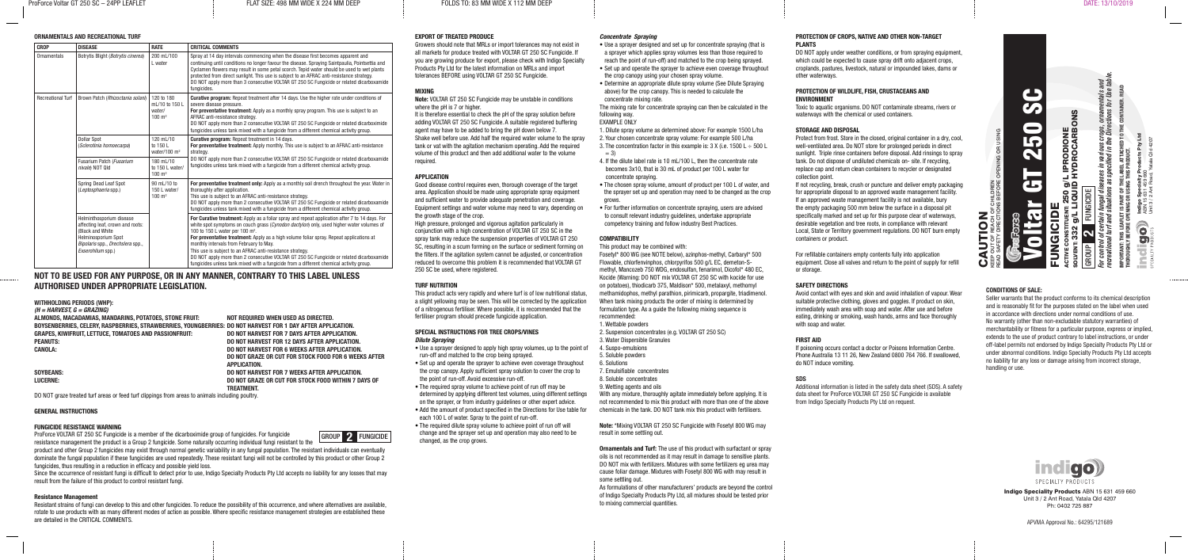## ORNAMENTALS AND RECREATIONAL TURF

| CROP | DISEASE | RATE | CRITICAL COMMENTS |
|---|---|---|---|
| Ornamentals | Botrytis Blight (*Botrytis cinerea*) | 200 mL/100 L water | Spray at 14 day intervals commencing when the disease first becomes apparent and continuing until conditions no longer favour the disease. Spraying Saintpaulia, Poinsettia and Cyclamen flowers may result in some petal scorch. Tepid water should be used to wet plants protected from direct sunlight. This use is subject to an AFRAC anti-resistance strategy. DO NOT apply more than 3 consecutive VOLTAR GT 250 SC Fungicide or related dicarboximide fungicides. |
| Recreational Turf | Brown Patch (*Rhizoctonia solani*) | 120 to 180 mL/10 to 150 L water/ 100 m² | **Curative program:** Repeat treatment after 14 days. Use the higher rate under conditions of severe disease pressure. **For preventative treatment:** Apply as a monthly spray program. This use is subject to an AFRAC anti-resistance strategy. DO NOT apply more than 2 consecutive VOLTAR GT 250 SC Fungicide or related dicarboximide fungicides unless tank mixed with a fungicide from a different chemical activity group. |
| | Dollar Spot (*Sclerotinia homoecarpa*) | 120 mL/10 to 150 L water/100 m² | **Curative program:** Repeat treatment in 14 days. **For preventative treatment:** Apply monthly. This use is subject to an AFRAC anti-resistance strategy. DO NOT apply more than 2 consecutive VOLTAR GT 250 SC Fungicide or related dicarboximide fungicides unless tank mixed with a fungicide from a different chemical activity group. |
| | Fusarium Patch (*Fusarium nivale*) NOT Qld | 180 mL/10 to 150 L water/ 100 m² | |
| | Spring Dead Leaf Spot (*Leptosphaeria* spp.) | 90 mL/10 to 150 L water/ 100 m² | **For preventative treatment only:** Apply as a monthly soil drench throughout the year. Water in thoroughly after application. This use is subject to an AFRAC anti-resistance strategy. DO NOT apply more than 2 consecutive VOLTAR GT 250 SC Fungicide or related dicarboximide fungicides unless tank mixed with a fungicide from a different chemical activity group. |
| | Helminthosporium disease affecting leaf, crown and roots: (Black and White Helminosporium Spot *Bipolaris* spp., *Drechslera* spp., *Exserohilum* spp.) | | **For Curative treatment:** Apply as a foliar spray and repeat application after 7 to 14 days. For white spot symptoms on couch grass (*Cynodon dactylon*) only, used higher water volumes of 100 to 150 L water per 100 m². **For preventative treatment:** Apply as a high volume foliar spray. Repeat applications at monthly intervals from February to May. This use is subject to an AFRAC anti-resistance strategy. DO NOT apply more than 2 consecutive VOLTAR GT 250 SC Fungicide or related dicarboximide fungicides unless tank mixed with a fungicide from a different chemical activity group. |

## NOT TO BE USED FOR ANY PURPOSE, OR IN ANY MANNER, CONTRARY TO THIS LABEL UNLESS AUTHORISED UNDER APPROPRIATE LEGISLATION.

### WITHHOLDING PERIODS (WHP):
***(H = HARVEST, G = GRAZING)***

| | |
|---|---|
| **ALMONDS, MACADAMIAS, MANDARINS, POTATOES, STONE FRUIT:** | **NOT REQUIRED WHEN USED AS DIRECTED.** |
| **BOYSENBERRIES, CELERY, RASPBERRIES, STRAWBERRIES, YOUNGBERRIES:** | **DO NOT HARVEST FOR 1 DAY AFTER APPLICATION.** |
| **GRAPES, KIWIFRUIT, LETTUCE, TOMATOES AND PASSIONFRUIT:** | **DO NOT HARVEST FOR 7 DAYS AFTER APPLICATION.** |
| **PEANUTS:** | **DO NOT HARVEST FOR 12 DAYS AFTER APPLICATION.** |
| **CANOLA:** | **DO NOT HARVEST FOR 6 WEEKS AFTER APPLICATION. DO NOT GRAZE OR CUT FOR STOCK FOOD FOR 6 WEEKS AFTER APPLICATION.** |
| **SOYBEANS:** | **DO NOT HARVEST FOR 7 WEEKS AFTER APPLICATION.** |
| **LUCERNE:** | **DO NOT GRAZE OR CUT FOR STOCK FOOD WITHIN 7 DAYS OF TREATMENT.** |

DO NOT graze treated turf areas or feed turf clippings from areas to animals including poultry.

### GENERAL INSTRUCTIONS

#### FUNGICIDE RESISTANCE WARNING

**GROUP 2 FUNGICIDE**

ProForce VOLTAR GT 250 SC Fungicide is a member of the dicarboximide group of fungicides. For fungicide resistance management the product is a Group 2 fungicide. Some naturally occurring individual fungi resistant to the product and other Group 2 fungicides may exist through normal genetic variability in any fungal population. The resistant individuals can eventually dominate the fungal population if these fungicides are used repeatedly. These resistant fungi will not be controlled by this product or other Group 2 fungicides, thus resulting in a reduction in efficacy and possible yield loss.

Since the occurrence of resistant fungi is difficult to detect prior to use, Indigo Specialty Products Pty Ltd accepts no liability for any losses that may result from the failure of this product to control resistant fungi.

#### Resistance Management

Resistant strains of fungi can develop to this and other fungicides. To reduce the possibility of this occurrence, and where alternatives are available, rotate to use products with as many different modes of action as possible. Where specific resistance management strategies are established these are detailed in the CRITICAL COMMENTS.

### EXPORT OF TREATED PRODUCE

Growers should note that MRLs or import tolerances may not exist in all markets for produce treated with VOLTAR GT 250 SC Fungicide. If you are growing produce for export, please check with Indigo Specialty Products Pty Ltd for the latest information on MRLs and import tolerances BEFORE using VOLTAR GT 250 SC Fungicide.

### MIXING

**Note:** VOLTAR GT 250 SC Fungicide may be unstable in conditions where the pH is 7 or higher.

It is therefore essential to check the pH of the spray solution before adding VOLTAR GT 250 SC Fungicide. A suitable registered buffering agent may have to be added to bring the pH down below 7.

Shake well before use. Add half the required water volume to the spray tank or vat with the agitation mechanism operating. Add the required volume of this product and then add additional water to the volume required.

### APPLICATION

Good disease control requires even, thorough coverage of the target area. Application should be made using appropriate spray equipment and sufficient water to provide adequate penetration and coverage. Equipment settings and water volume may need to vary, depending on the growth stage of the crop.

High pressure, prolonged and vigorous agitation particularly in conjunction with a high concentration of VOLTAR GT 250 SC in the spray tank may reduce the suspension properties of VOLTAR GT 250 SC, resulting in a scum forming on the surface or sediment forming on the filters. If the agitation system cannot be adjusted, or concentration reduced to overcome this problem it is recommended that VOLTAR GT 250 SC be used, where registered.

### TURF NUTRITION

This product acts very rapidly and where turf is of low nutritional status, a slight yellowing may be seen. This will be corrected by the application of a nitrogenous fertiliser. Where possible, it is recommended that the fertiliser program should precede fungicide application.

### SPECIAL INSTRUCTIONS FOR TREE CROPS/VINES

#### *Dilute Spraying*

- Use a sprayer designed to apply high spray volumes, up to the point of run-off and matched to the crop being sprayed.
- Set up and operate the sprayer to achieve even coverage throughout the crop canopy. Apply sufficient spray solution to cover the crop to the point of run-off. Avoid excessive run-off.
- The required spray volume to achieve point of run off may be determined by applying different test volumes, using different settings on the sprayer, or from industry guidelines or other expert advice.
- Add the amount of product specified in the Directions for Use table for each 100 L of water. Spray to the point of run-off.
- The required dilute spray volume to achieve point of run off will change and the sprayer set up and operation may also need to be changed, as the crop grows.

#### *Concentrate Spraying*

- Use a sprayer designed and set up for concentrate spraying (that is a sprayer which applies spray volumes less than those required to reach the point of run-off) and matched to the crop being sprayed.
- Set up and operate the sprayer to achieve even coverage throughout the crop canopy using your chosen spray volume.
- Determine an appropriate dilute spray volume (See Dilute Spraying above) for the crop canopy. This is needed to calculate the concentrate mixing rate.

The mixing rate for concentrate spraying can then be calculated in the following way.

EXAMPLE ONLY

1. Dilute spray volume as determined above: For example 1500 L/ha
2. Your chosen concentrate spray volume: For example 500 L/ha
3. The concentration factor in this example is: 3 X (i.e. 1500 L ÷ 500 L = 3)
4. If the dilute label rate is 10 mL/100 L, then the concentrate rate becomes 3x10, that is 30 mL of product per 100 L water for concentrate spraying.

- The chosen spray volume, amount of product per 100 L of water, and the sprayer set up and operation may need to be changed as the crop grows.
- For further information on concentrate spraying, users are advised to consult relevant industry guidelines, undertake appropriate competency training and follow industry Best Practices.

### COMPATIBILITY

This product may be combined with:

Fosetyl* 800 WG (see NOTE below), azinphos-methyl, Carbaryl* 500 Flowable, chlorfenvinphos, chlorpyrifos 500 g/L EC, demeton-S-methyl, Mancozeb 750 WDG, endosulfan, fenarimol, Dicofol* 480 EC, Kocide (Warning: DO NOT mix VOLTAR GT 250 SC with kocide for use on potatoes), thiodicarb 375, Maldison* 500, metalaxyl, methomyl methamidophos, methyl parathion, pirimicarb, propargite, triadimenol. When tank mixing products the order of mixing is determined by formulation type. As a guide the following mixing sequence is recommended:

1. Wettable powders
2. Suspension concentrates (e.g. VOLTAR GT 250 SC)
3. Water Dispersible Granules
4. Suspo-emulsions
5. Soluble powders
6. Solutions
7. Emulsifiable concentrates
8. Soluble concentrates
9. Wetting agents and oils

With any mixture, thoroughly agitate immediately before applying. It is not recommended to mix this product with more than one of the above chemicals in the tank. DO NOT tank mix this product with fertilisers.

**Note:** *Mixing VOLTAR GT 250 SC Fungicide with Fosetyl 800 WG may result in some settling out.

**Ornamentals and Turf:** The use of this product with surfactant or spray oils is not recommended as it may result in damage to sensitive plants. DO NOT mix with fertilizers. Mixtures with some fertilizers eg urea may cause foliar damage. Mixtures with Fosetyl 800 WG with may result in some settling out.

As formulations of other manufacturers' products are beyond the control of Indigo Specialty Products Pty Ltd, all mixtures should be tested prior to mixing commercial quantities.

### PROTECTION OF CROPS, NATIVE AND OTHER NON-TARGET PLANTS

DO NOT apply under weather conditions, or from spraying equipment, which could be expected to cause spray drift onto adjacent crops, croplands, pastures, livestock, natural or impounded lakes, dams or other waterways.

### PROTECTION OF WILDLIFE, FISH, CRUSTACEANS AND ENVIRONMENT

Toxic to aquatic organisms. DO NOT contaminate streams, rivers or waterways with the chemical or used containers.

### STORAGE AND DISPOSAL

Protect from frost. Store in the closed, original container in a dry, cool, well-ventilated area. Do NOT store for prolonged periods in direct sunlight. Triple rinse containers before disposal. Add rinsings to spray tank. Do not dispose of undiluted chemicals on- site. If recycling, replace cap and return clean containers to recycler or designated collection point.

If not recycling, break, crush or puncture and deliver empty packaging for appropriate disposal to an approved waste management facility. If an approved waste management facility is not available, bury the empty packaging 500 mm below the surface in a disposal pit specifically marked and set up for this purpose clear of waterways, desirable vegetation and tree roots, in compliance with relevant Local, State or Territory government regulations. DO NOT burn empty containers or product.

For refillable containers empty contents fully into application equipment. Close all valves and return to the point of supply for refill or storage.

### SAFETY DIRECTIONS

Avoid contact with eyes and skin and avoid inhalation of vapour. Wear suitable protective clothing, gloves and goggles. If product on skin, immediately wash area with soap and water. After use and before eating, drinking or smoking, wash hands, arms and face thoroughly with soap and water.

### FIRST AID

If poisoning occurs contact a doctor or Poisons Information Centre. Phone Australia 13 11 26, New Zealand 0800 764 766. If swallowed, do NOT induce vomiting.

### SDS

Additional information is listed in the safety data sheet (SDS). A safety data sheet for ProForce VOLTAR GT 250 SC Fungicide is available from Indigo Specialty Products Pty Ltd on request.

# CAUTION

KEEP OUT OF REACH OF CHILDREN

READ SAFETY DIRECTIONS BEFORE OPENING OR USING

ProForce

# Voltar GT 250 SC

## FUNGICIDE

**ACTIVE CONSTITUENT: 250 g/L IPRODIONE**

**SOLVENT: 332 g/L LIQUID HYDROCARBONS**

**GROUP 2 FUNGICIDE**

***For control of certain fungal diseases in various crops, ornamentals and recreational turf and situations as specified in the Directions for Use table.***

**IMPORTANT: THIS LEAFLET IS PART OF THE LABEL ATTACHED TO THE CONTAINER. READ THOROUGHLY BEFORE OPENING OR USING THIS PRODUCT.**

indigo

Indigo Specialty Products Pty Ltd
ABN 15 631 459 660
Unit 3 / 2 Ant Road, Yatala Qld 4207

SPECIALTY PRODUCTS

### CONDITIONS OF SALE:

Seller warrants that the product conforms to its chemical description and is reasonably fit for the purposes stated on the label when used in accordance with directions under normal conditions of use. No warranty (other than non-excludable statutory warranties) of merchantability or fitness for a particular purpose, express or implied, extends to the use of product contrary to label instructions, or under off-label permits not endorsed by Indigo Specialty Products Pty Ltd or under abnormal conditions. Indigo Specialty Products Pty Ltd accepts no liability for any loss or damage arising from incorrect storage, handling or use.

indigo
SPECIALTY PRODUCTS

**Indigo Specialty Products** ABN 15 631 459 660
Unit 3 / 2 Ant Road, Yatala Qld 4207
Ph: 0402 725 887

APVMA Approval No.: 64295/121689